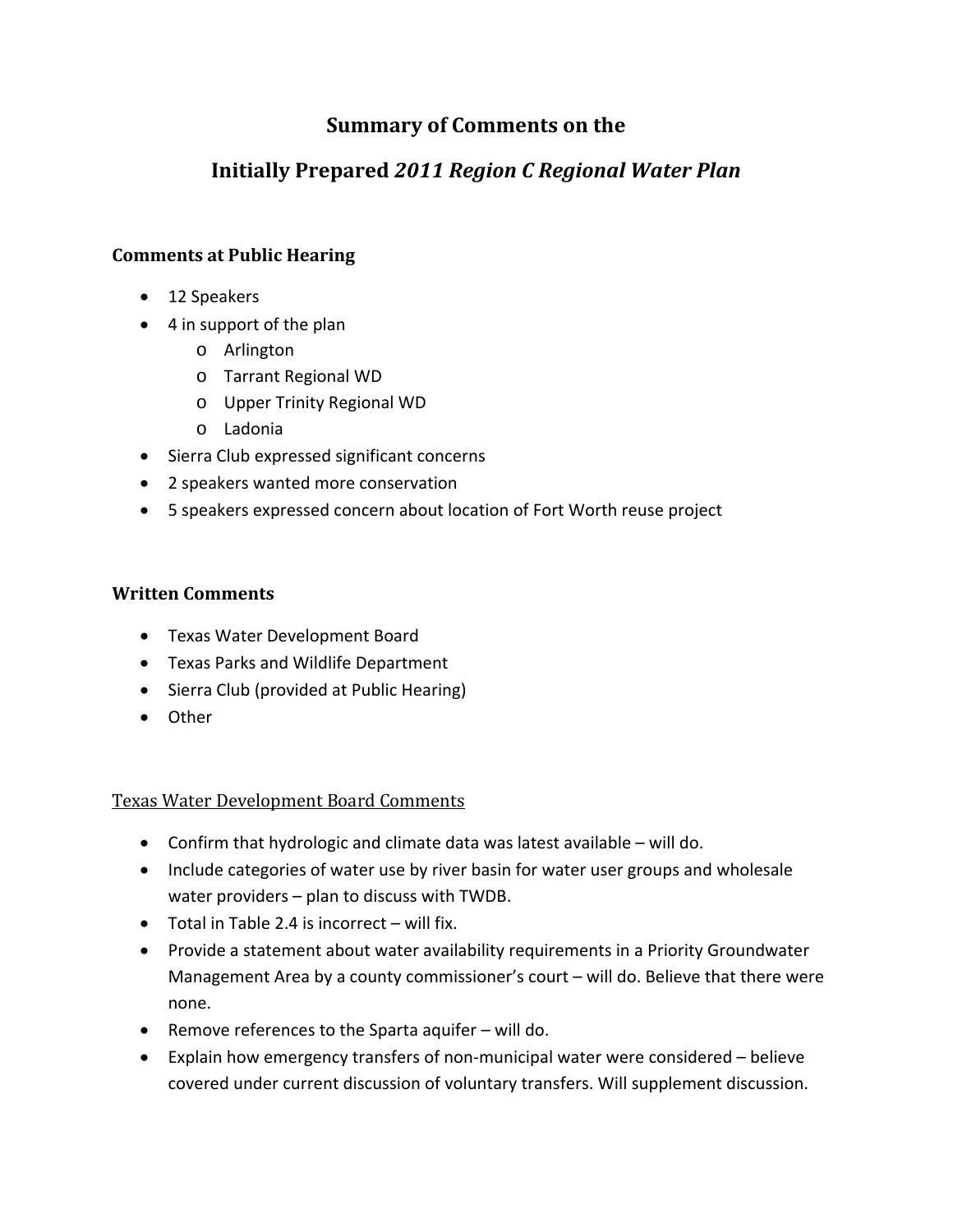# Summary of Comments on the

# Initially Prepared *2011 Region C Regional Water Plan*

## Comments at Public Hearing

- 12 Speakers
- 4 in support of the plan
  - Arlington
  - Tarrant Regional WD
  - Upper Trinity Regional WD
  - Ladonia
- Sierra Club expressed significant concerns
- 2 speakers wanted more conservation
- 5 speakers expressed concern about location of Fort Worth reuse project

## Written Comments

- Texas Water Development Board
- Texas Parks and Wildlife Department
- Sierra Club (provided at Public Hearing)
- Other

### Texas Water Development Board Comments

- Confirm that hydrologic and climate data was latest available – will do.
- Include categories of water use by river basin for water user groups and wholesale water providers – plan to discuss with TWDB.
- Total in Table 2.4 is incorrect – will fix.
- Provide a statement about water availability requirements in a Priority Groundwater Management Area by a county commissioner's court – will do. Believe that there were none.
- Remove references to the Sparta aquifer – will do.
- Explain how emergency transfers of non-municipal water were considered – believe covered under current discussion of voluntary transfers. Will supplement discussion.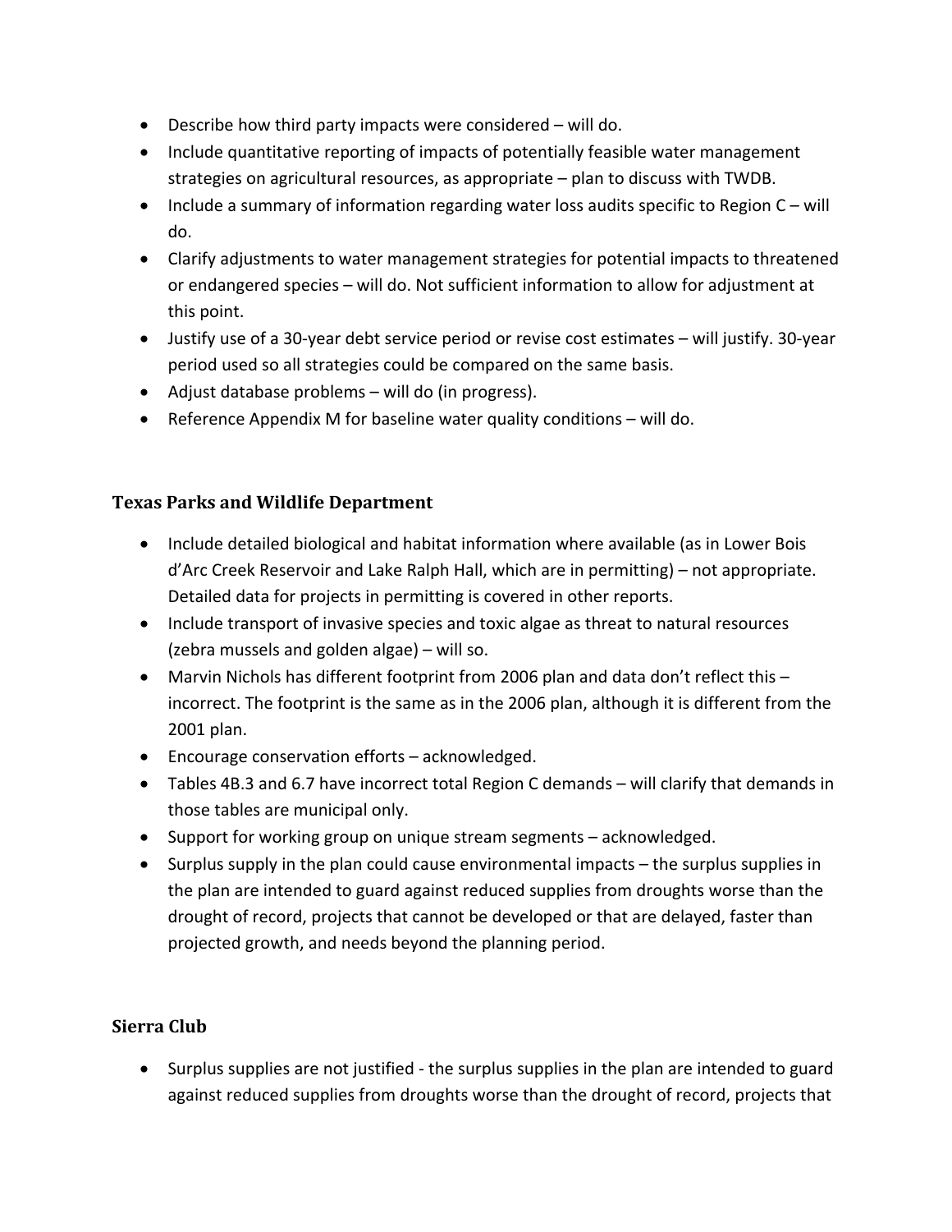- Describe how third party impacts were considered – will do.
- Include quantitative reporting of impacts of potentially feasible water management strategies on agricultural resources, as appropriate – plan to discuss with TWDB.
- Include a summary of information regarding water loss audits specific to Region C – will do.
- Clarify adjustments to water management strategies for potential impacts to threatened or endangered species – will do. Not sufficient information to allow for adjustment at this point.
- Justify use of a 30-year debt service period or revise cost estimates – will justify. 30-year period used so all strategies could be compared on the same basis.
- Adjust database problems – will do (in progress).
- Reference Appendix M for baseline water quality conditions – will do.

### Texas Parks and Wildlife Department

- Include detailed biological and habitat information where available (as in Lower Bois d'Arc Creek Reservoir and Lake Ralph Hall, which are in permitting) – not appropriate. Detailed data for projects in permitting is covered in other reports.
- Include transport of invasive species and toxic algae as threat to natural resources (zebra mussels and golden algae) – will so.
- Marvin Nichols has different footprint from 2006 plan and data don't reflect this – incorrect. The footprint is the same as in the 2006 plan, although it is different from the 2001 plan.
- Encourage conservation efforts – acknowledged.
- Tables 4B.3 and 6.7 have incorrect total Region C demands – will clarify that demands in those tables are municipal only.
- Support for working group on unique stream segments – acknowledged.
- Surplus supply in the plan could cause environmental impacts – the surplus supplies in the plan are intended to guard against reduced supplies from droughts worse than the drought of record, projects that cannot be developed or that are delayed, faster than projected growth, and needs beyond the planning period.

### Sierra Club

- Surplus supplies are not justified - the surplus supplies in the plan are intended to guard against reduced supplies from droughts worse than the drought of record, projects that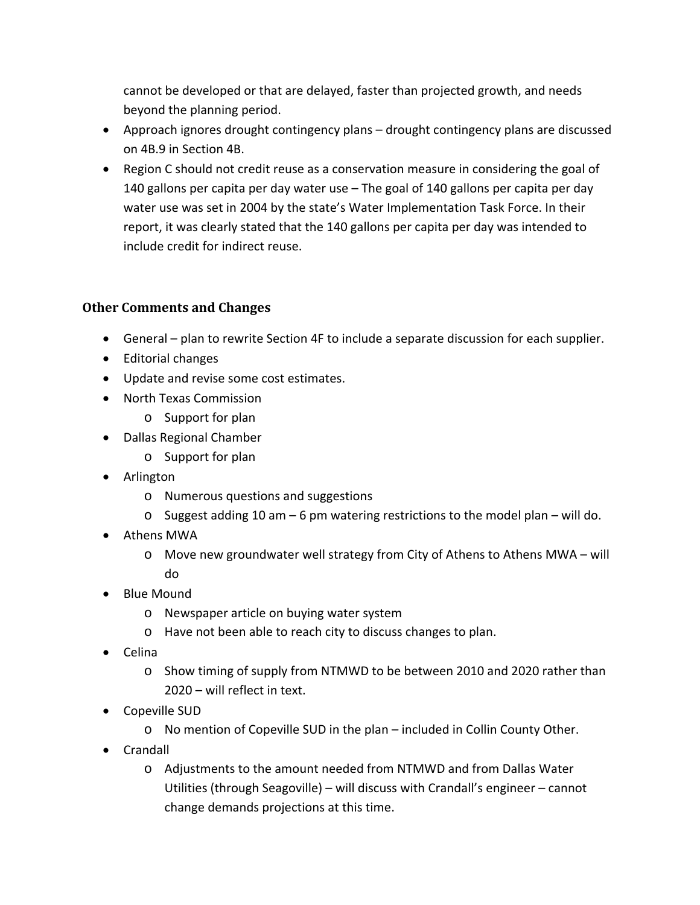cannot be developed or that are delayed, faster than projected growth, and needs beyond the planning period.

- Approach ignores drought contingency plans – drought contingency plans are discussed on 4B.9 in Section 4B.
- Region C should not credit reuse as a conservation measure in considering the goal of 140 gallons per capita per day water use – The goal of 140 gallons per capita per day water use was set in 2004 by the state's Water Implementation Task Force. In their report, it was clearly stated that the 140 gallons per capita per day was intended to include credit for indirect reuse.

### Other Comments and Changes

- General – plan to rewrite Section 4F to include a separate discussion for each supplier.
- Editorial changes
- Update and revise some cost estimates.
- North Texas Commission
  - Support for plan
- Dallas Regional Chamber
  - Support for plan
- Arlington
  - Numerous questions and suggestions
  - Suggest adding 10 am – 6 pm watering restrictions to the model plan – will do.
- Athens MWA
  - Move new groundwater well strategy from City of Athens to Athens MWA – will do
- Blue Mound
  - Newspaper article on buying water system
  - Have not been able to reach city to discuss changes to plan.
- Celina
  - Show timing of supply from NTMWD to be between 2010 and 2020 rather than 2020 – will reflect in text.
- Copeville SUD
  - No mention of Copeville SUD in the plan – included in Collin County Other.
- Crandall
  - Adjustments to the amount needed from NTMWD and from Dallas Water Utilities (through Seagoville) – will discuss with Crandall's engineer – cannot change demands projections at this time.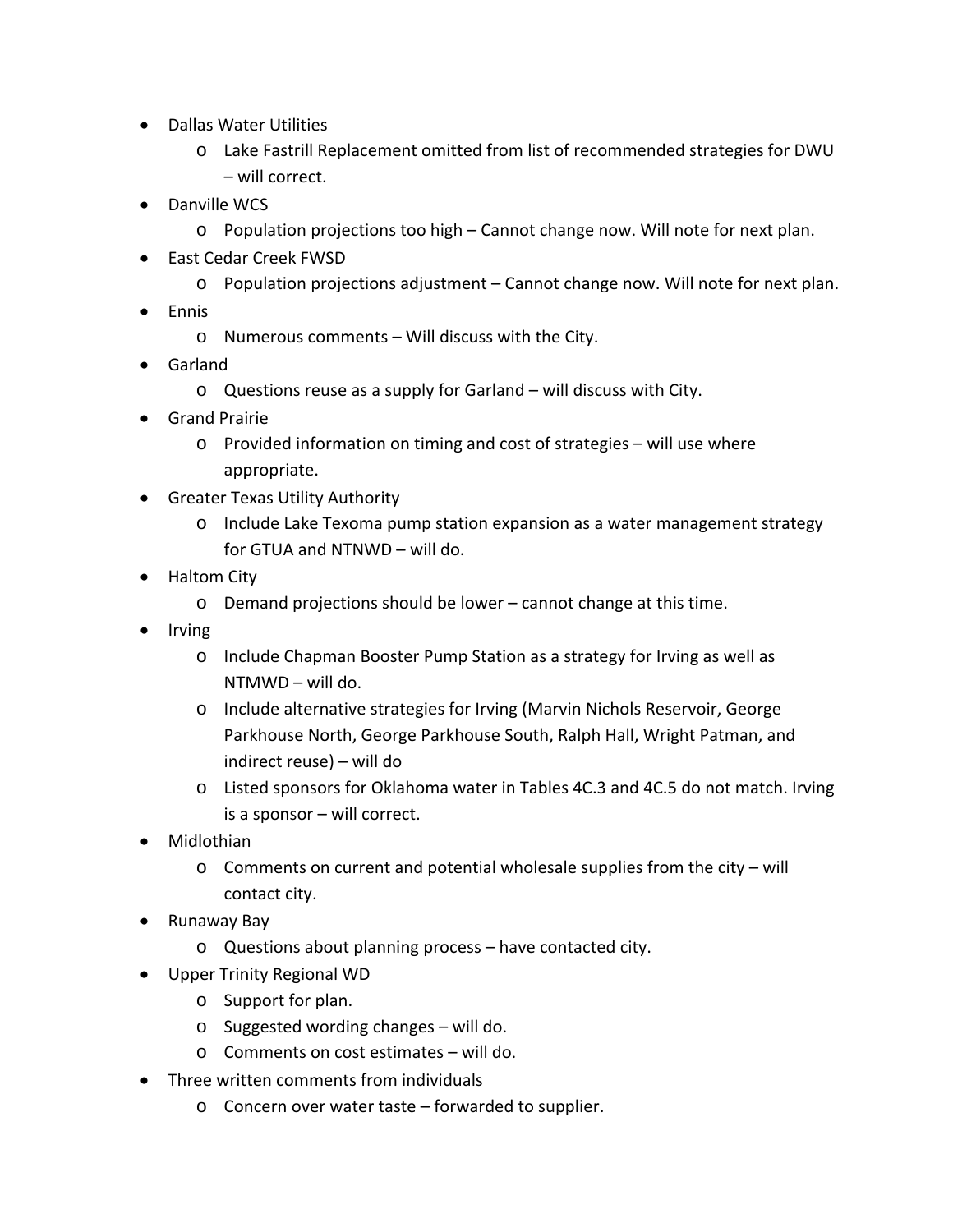- Dallas Water Utilities
    - Lake Fastrill Replacement omitted from list of recommended strategies for DWU – will correct.
- Danville WCS
    - Population projections too high – Cannot change now. Will note for next plan.
- East Cedar Creek FWSD
    - Population projections adjustment – Cannot change now. Will note for next plan.
- Ennis
    - Numerous comments – Will discuss with the City.
- Garland
    - Questions reuse as a supply for Garland – will discuss with City.
- Grand Prairie
    - Provided information on timing and cost of strategies – will use where appropriate.
- Greater Texas Utility Authority
    - Include Lake Texoma pump station expansion as a water management strategy for GTUA and NTNWD – will do.
- Haltom City
    - Demand projections should be lower – cannot change at this time.
- Irving
    - Include Chapman Booster Pump Station as a strategy for Irving as well as NTMWD – will do.
    - Include alternative strategies for Irving (Marvin Nichols Reservoir, George Parkhouse North, George Parkhouse South, Ralph Hall, Wright Patman, and indirect reuse) – will do
    - Listed sponsors for Oklahoma water in Tables 4C.3 and 4C.5 do not match. Irving is a sponsor – will correct.
- Midlothian
    - Comments on current and potential wholesale supplies from the city – will contact city.
- Runaway Bay
    - Questions about planning process – have contacted city.
- Upper Trinity Regional WD
    - Support for plan.
    - Suggested wording changes – will do.
    - Comments on cost estimates – will do.
- Three written comments from individuals
    - Concern over water taste – forwarded to supplier.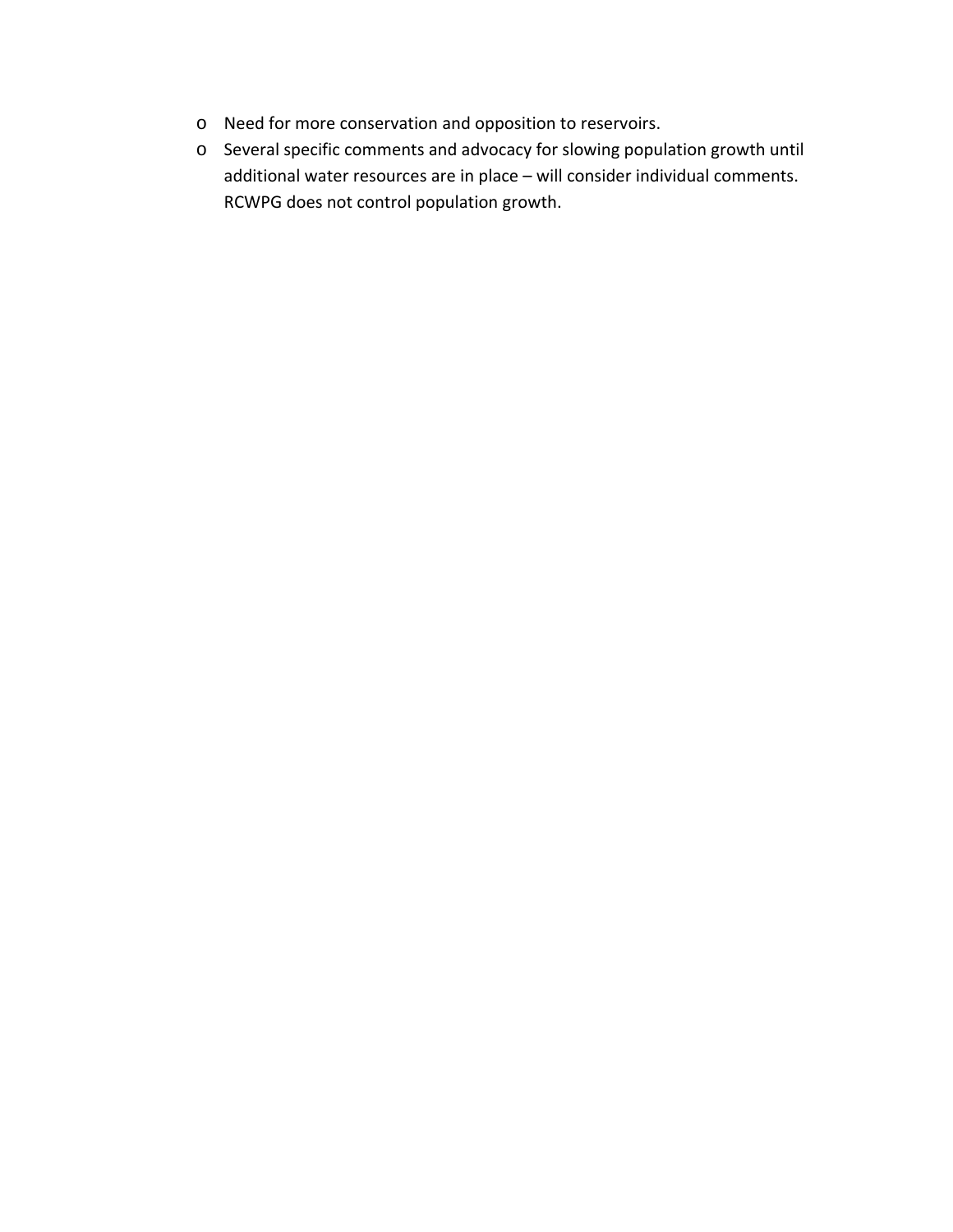- Need for more conservation and opposition to reservoirs.
- Several specific comments and advocacy for slowing population growth until additional water resources are in place – will consider individual comments. RCWPG does not control population growth.